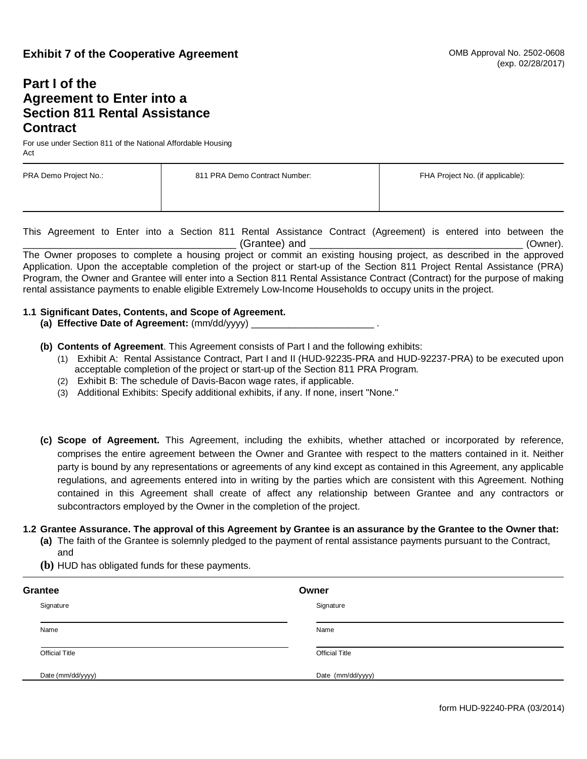**Exhibit 7 of the Cooperative Agreement**

OMB Approval No. 2502-0608
(exp. 02/28/2017)

# Part I of the Agreement to Enter into a Section 811 Rental Assistance Contract

For use under Section 811 of the National Affordable Housing Act

| PRA Demo Project No.: | 811 PRA Demo Contract Number: | FHA Project No. (if applicable): |
|---|---|---|
| | | |

This Agreement to Enter into a Section 811 Rental Assistance Contract (Agreement) is entered into between the ______________________________________ (Grantee) and ______________________________________ (Owner). The Owner proposes to complete a housing project or commit an existing housing project, as described in the approved Application. Upon the acceptable completion of the project or start-up of the Section 811 Project Rental Assistance (PRA) Program, the Owner and Grantee will enter into a Section 811 Rental Assistance Contract (Contract) for the purpose of making rental assistance payments to enable eligible Extremely Low-Income Households to occupy units in the project.

**1.1 Significant Dates, Contents, and Scope of Agreement.**

**(a) Effective Date of Agreement:** (mm/dd/yyyy) _______________________ .

**(b) Contents of Agreement**. This Agreement consists of Part I and the following exhibits:

(1) Exhibit A: Rental Assistance Contract, Part I and II (HUD-92235-PRA and HUD-92237-PRA) to be executed upon acceptable completion of the project or start-up of the Section 811 PRA Program.

(2) Exhibit B: The schedule of Davis-Bacon wage rates, if applicable.

(3) Additional Exhibits: Specify additional exhibits, if any. If none, insert "None."

**(c) Scope of Agreement.** This Agreement, including the exhibits, whether attached or incorporated by reference, comprises the entire agreement between the Owner and Grantee with respect to the matters contained in it. Neither party is bound by any representations or agreements of any kind except as contained in this Agreement, any applicable regulations, and agreements entered into in writing by the parties which are consistent with this Agreement. Nothing contained in this Agreement shall create of affect any relationship between Grantee and any contractors or subcontractors employed by the Owner in the completion of the project.

**1.2 Grantee Assurance. The approval of this Agreement by Grantee is an assurance by the Grantee to the Owner that:**

**(a)** The faith of the Grantee is solemnly pledged to the payment of rental assistance payments pursuant to the Contract, and

**(b)** HUD has obligated funds for these payments.

| **Grantee** | **Owner** |
|---|---|
| Signature | Signature |
| Name | Name |
| Official Title | Official Title |
| Date (mm/dd/yyyy) | Date (mm/dd/yyyy) |

form HUD-92240-PRA (03/2014)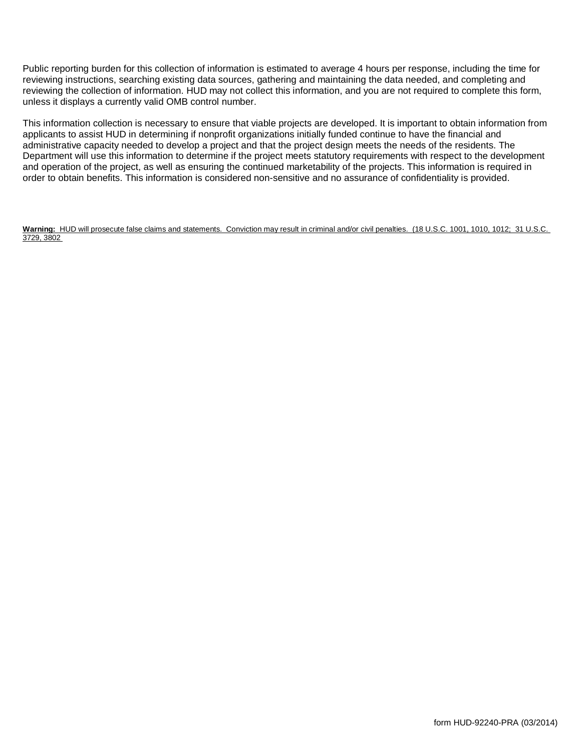Public reporting burden for this collection of information is estimated to average 4 hours per response, including the time for reviewing instructions, searching existing data sources, gathering and maintaining the data needed, and completing and reviewing the collection of information. HUD may not collect this information, and you are not required to complete this form, unless it displays a currently valid OMB control number.

This information collection is necessary to ensure that viable projects are developed. It is important to obtain information from applicants to assist HUD in determining if nonprofit organizations initially funded continue to have the financial and administrative capacity needed to develop a project and that the project design meets the needs of the residents. The Department will use this information to determine if the project meets statutory requirements with respect to the development and operation of the project, as well as ensuring the continued marketability of the projects. This information is required in order to obtain benefits. This information is considered non-sensitive and no assurance of confidentiality is provided.

**Warning:** HUD will prosecute false claims and statements. Conviction may result in criminal and/or civil penalties. (18 U.S.C. 1001, 1010, 1012; 31 U.S.C. 3729, 3802

form HUD-92240-PRA (03/2014)